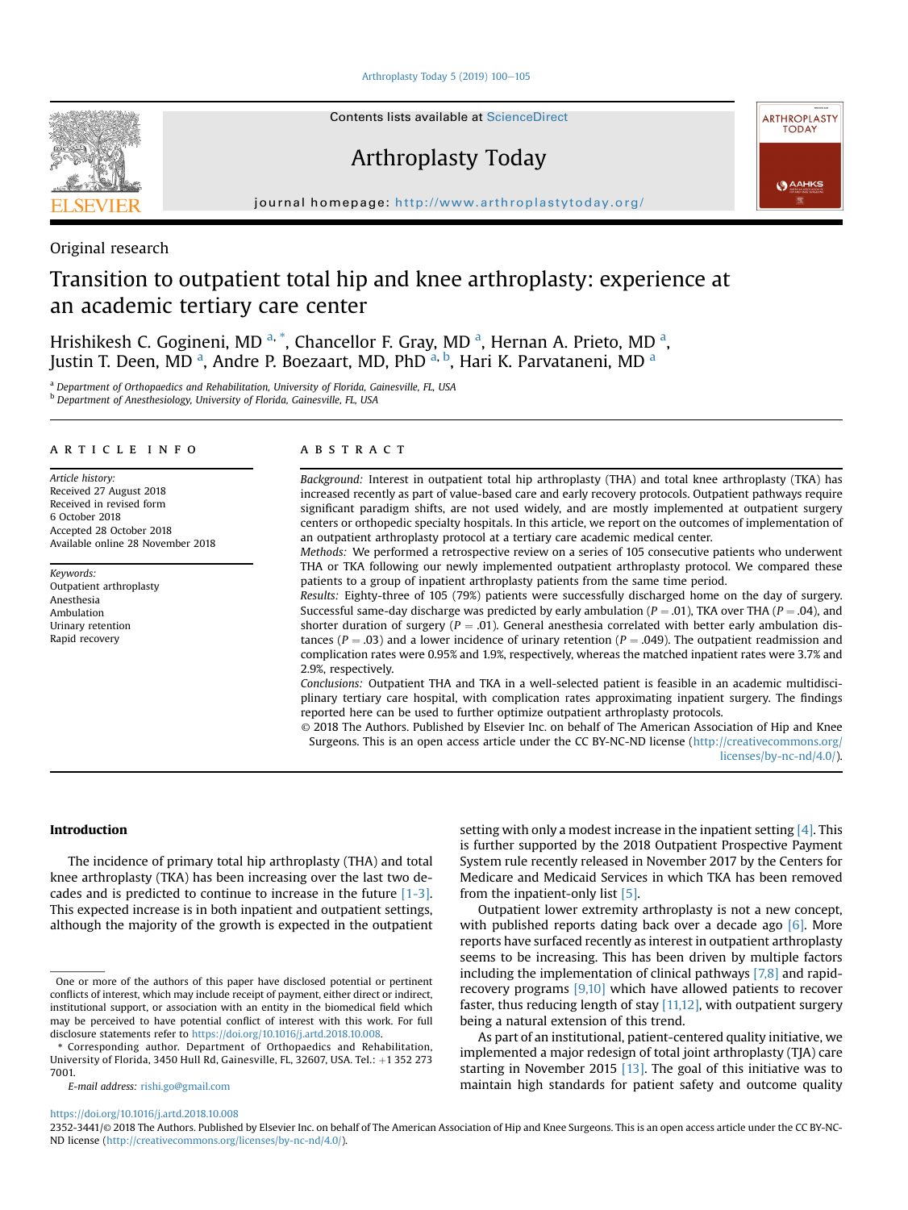Contents lists available at ScienceDirect

Arthroplasty Today

journal homepage: http://www.arthroplastytoday.org/

Original research

# Transition to outpatient total hip and knee arthroplasty: experience at an academic tertiary care center

Hrishikesh C. Gogineni, MD [a,*], Chancellor F. Gray, MD [a], Hernan A. Prieto, MD [a], Justin T. Deen, MD [a], Andre P. Boezaart, MD, PhD [a,b], Hari K. Parvataneni, MD [a]

[a] Department of Orthopaedics and Rehabilitation, University of Florida, Gainesville, FL, USA
[b] Department of Anesthesiology, University of Florida, Gainesville, FL, USA

**ARTICLE INFO**

*Article history:*
Received 27 August 2018
Received in revised form 6 October 2018
Accepted 28 October 2018
Available online 28 November 2018

*Keywords:*
Outpatient arthroplasty
Anesthesia
Ambulation
Urinary retention
Rapid recovery

**ABSTRACT**

*Background:* Interest in outpatient total hip arthroplasty (THA) and total knee arthroplasty (TKA) has increased recently as part of value-based care and early recovery protocols. Outpatient pathways require significant paradigm shifts, are not used widely, and are mostly implemented at outpatient surgery centers or orthopedic specialty hospitals. In this article, we report on the outcomes of implementation of an outpatient arthroplasty protocol at a tertiary care academic medical center.

*Methods:* We performed a retrospective review on a series of 105 consecutive patients who underwent THA or TKA following our newly implemented outpatient arthroplasty protocol. We compared these patients to a group of inpatient arthroplasty patients from the same time period.

*Results:* Eighty-three of 105 (79%) patients were successfully discharged home on the day of surgery. Successful same-day discharge was predicted by early ambulation ($P = .01$), TKA over THA ($P = .04$), and shorter duration of surgery ($P = .01$). General anesthesia correlated with better early ambulation distances ($P = .03$) and a lower incidence of urinary retention ($P = .049$). The outpatient readmission and complication rates were 0.95% and 1.9%, respectively, whereas the matched inpatient rates were 3.7% and 2.9%, respectively.

*Conclusions:* Outpatient THA and TKA in a well-selected patient is feasible in an academic multidisciplinary tertiary care hospital, with complication rates approximating inpatient surgery. The findings reported here can be used to further optimize outpatient arthroplasty protocols.

© 2018 The Authors. Published by Elsevier Inc. on behalf of The American Association of Hip and Knee Surgeons. This is an open access article under the CC BY-NC-ND license (http://creativecommons.org/licenses/by-nc-nd/4.0/).

## Introduction

The incidence of primary total hip arthroplasty (THA) and total knee arthroplasty (TKA) has been increasing over the last two decades and is predicted to continue to increase in the future [1-3]. This expected increase is in both inpatient and outpatient settings, although the majority of the growth is expected in the outpatient setting with only a modest increase in the inpatient setting [4]. This is further supported by the 2018 Outpatient Prospective Payment System rule recently released in November 2017 by the Centers for Medicare and Medicaid Services in which TKA has been removed from the inpatient-only list [5].

Outpatient lower extremity arthroplasty is not a new concept, with published reports dating back over a decade ago [6]. More reports have surfaced recently as interest in outpatient arthroplasty seems to be increasing. This has been driven by multiple factors including the implementation of clinical pathways [7,8] and rapid-recovery programs [9,10] which have allowed patients to recover faster, thus reducing length of stay [11,12], with outpatient surgery being a natural extension of this trend.

As part of an institutional, patient-centered quality initiative, we implemented a major redesign of total joint arthroplasty (TJA) care starting in November 2015 [13]. The goal of this initiative was to maintain high standards for patient safety and outcome quality

One or more of the authors of this paper have disclosed potential or pertinent conflicts of interest, which may include receipt of payment, either direct or indirect, institutional support, or association with an entity in the biomedical field which may be perceived to have potential conflict of interest with this work. For full disclosure statements refer to https://doi.org/10.1016/j.artd.2018.10.008.

\* Corresponding author. Department of Orthopaedics and Rehabilitation, University of Florida, 3450 Hull Rd, Gainesville, FL, 32607, USA. Tel.: +1 352 273 7001.

*E-mail address:* rishi.go@gmail.com

https://doi.org/10.1016/j.artd.2018.10.008
2352-3441/© 2018 The Authors. Published by Elsevier Inc. on behalf of The American Association of Hip and Knee Surgeons. This is an open access article under the CC BY-NC-ND license (http://creativecommons.org/licenses/by-nc-nd/4.0/).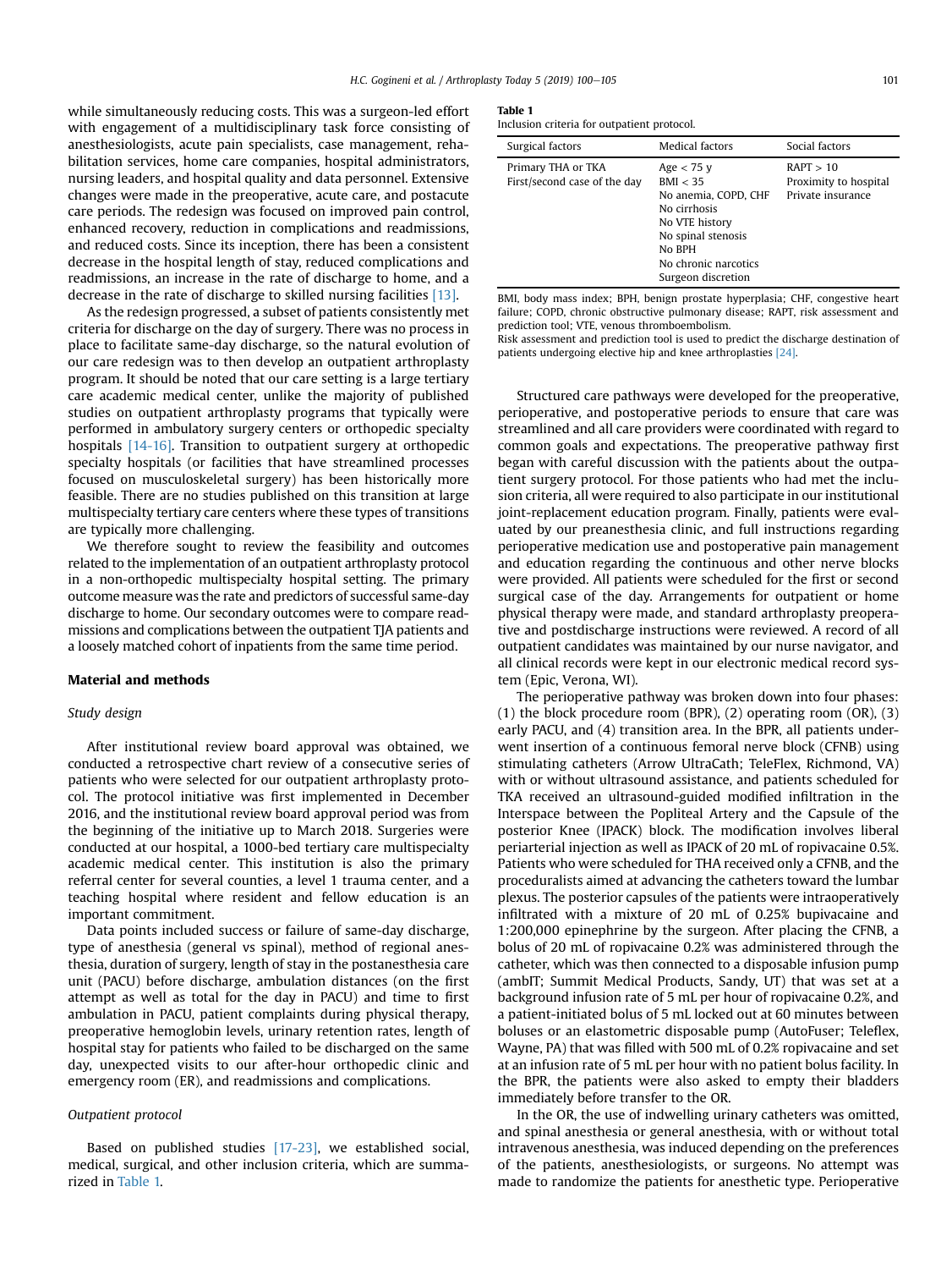while simultaneously reducing costs. This was a surgeon-led effort with engagement of a multidisciplinary task force consisting of anesthesiologists, acute pain specialists, case management, rehabilitation services, home care companies, hospital administrators, nursing leaders, and hospital quality and data personnel. Extensive changes were made in the preoperative, acute care, and postacute care periods. The redesign was focused on improved pain control, enhanced recovery, reduction in complications and readmissions, and reduced costs. Since its inception, there has been a consistent decrease in the hospital length of stay, reduced complications and readmissions, an increase in the rate of discharge to home, and a decrease in the rate of discharge to skilled nursing facilities [13].

As the redesign progressed, a subset of patients consistently met criteria for discharge on the day of surgery. There was no process in place to facilitate same-day discharge, so the natural evolution of our care redesign was to then develop an outpatient arthroplasty program. It should be noted that our care setting is a large tertiary care academic medical center, unlike the majority of published studies on outpatient arthroplasty programs that typically were performed in ambulatory surgery centers or orthopedic specialty hospitals [14-16]. Transition to outpatient surgery at orthopedic specialty hospitals (or facilities that have streamlined processes focused on musculoskeletal surgery) has been historically more feasible. There are no studies published on this transition at large multispecialty tertiary care centers where these types of transitions are typically more challenging.

We therefore sought to review the feasibility and outcomes related to the implementation of an outpatient arthroplasty protocol in a non-orthopedic multispecialty hospital setting. The primary outcome measure was the rate and predictors of successful same-day discharge to home. Our secondary outcomes were to compare readmissions and complications between the outpatient TJA patients and a loosely matched cohort of inpatients from the same time period.

## Material and methods

### Study design

After institutional review board approval was obtained, we conducted a retrospective chart review of a consecutive series of patients who were selected for our outpatient arthroplasty protocol. The protocol initiative was first implemented in December 2016, and the institutional review board approval period was from the beginning of the initiative up to March 2018. Surgeries were conducted at our hospital, a 1000-bed tertiary care multispecialty academic medical center. This institution is also the primary referral center for several counties, a level 1 trauma center, and a teaching hospital where resident and fellow education is an important commitment.

Data points included success or failure of same-day discharge, type of anesthesia (general vs spinal), method of regional anesthesia, duration of surgery, length of stay in the postanesthesia care unit (PACU) before discharge, ambulation distances (on the first attempt as well as total for the day in PACU) and time to first ambulation in PACU, patient complaints during physical therapy, preoperative hemoglobin levels, urinary retention rates, length of hospital stay for patients who failed to be discharged on the same day, unexpected visits to our after-hour orthopedic clinic and emergency room (ER), and readmissions and complications.

### Outpatient protocol

Based on published studies [17-23], we established social, medical, surgical, and other inclusion criteria, which are summarized in Table 1.

**Table 1**
Inclusion criteria for outpatient protocol.

| Surgical factors | Medical factors | Social factors |
|---|---|---|
| Primary THA or TKA<br>First/second case of the day | Age < 75 y<br>BMI < 35<br>No anemia, COPD, CHF<br>No cirrhosis<br>No VTE history<br>No spinal stenosis<br>No BPH<br>No chronic narcotics<br>Surgeon discretion | RAPT > 10<br>Proximity to hospital<br>Private insurance |

BMI, body mass index; BPH, benign prostate hyperplasia; CHF, congestive heart failure; COPD, chronic obstructive pulmonary disease; RAPT, risk assessment and prediction tool; VTE, venous thromboembolism.
Risk assessment and prediction tool is used to predict the discharge destination of patients undergoing elective hip and knee arthroplasties [24].

Structured care pathways were developed for the preoperative, perioperative, and postoperative periods to ensure that care was streamlined and all care providers were coordinated with regard to common goals and expectations. The preoperative pathway first began with careful discussion with the patients about the outpatient surgery protocol. For those patients who had met the inclusion criteria, all were required to also participate in our institutional joint-replacement education program. Finally, patients were evaluated by our preanesthesia clinic, and full instructions regarding perioperative medication use and postoperative pain management and education regarding the continuous and other nerve blocks were provided. All patients were scheduled for the first or second surgical case of the day. Arrangements for outpatient or home physical therapy were made, and standard arthroplasty preoperative and postdischarge instructions were reviewed. A record of all outpatient candidates was maintained by our nurse navigator, and all clinical records were kept in our electronic medical record system (Epic, Verona, WI).

The perioperative pathway was broken down into four phases: (1) the block procedure room (BPR), (2) operating room (OR), (3) early PACU, and (4) transition area. In the BPR, all patients underwent insertion of a continuous femoral nerve block (CFNB) using stimulating catheters (Arrow UltraCath; TeleFlex, Richmond, VA) with or without ultrasound assistance, and patients scheduled for TKA received an ultrasound-guided modified infiltration in the Interspace between the Popliteal Artery and the Capsule of the posterior Knee (IPACK) block. The modification involves liberal periarterial injection as well as IPACK of 20 mL of ropivacaine 0.5%. Patients who were scheduled for THA received only a CFNB, and the proceduralists aimed at advancing the catheters toward the lumbar plexus. The posterior capsules of the patients were intraoperatively infiltrated with a mixture of 20 mL of 0.25% bupivacaine and 1:200,000 epinephrine by the surgeon. After placing the CFNB, a bolus of 20 mL of ropivacaine 0.2% was administered through the catheter, which was then connected to a disposable infusion pump (ambIT; Summit Medical Products, Sandy, UT) that was set at a background infusion rate of 5 mL per hour of ropivacaine 0.2%, and a patient-initiated bolus of 5 mL locked out at 60 minutes between boluses or an elastometric disposable pump (AutoFuser; Teleflex, Wayne, PA) that was filled with 500 mL of 0.2% ropivacaine and set at an infusion rate of 5 mL per hour with no patient bolus facility. In the BPR, the patients were also asked to empty their bladders immediately before transfer to the OR.

In the OR, the use of indwelling urinary catheters was omitted, and spinal anesthesia or general anesthesia, with or without total intravenous anesthesia, was induced depending on the preferences of the patients, anesthesiologists, or surgeons. No attempt was made to randomize the patients for anesthetic type. Perioperative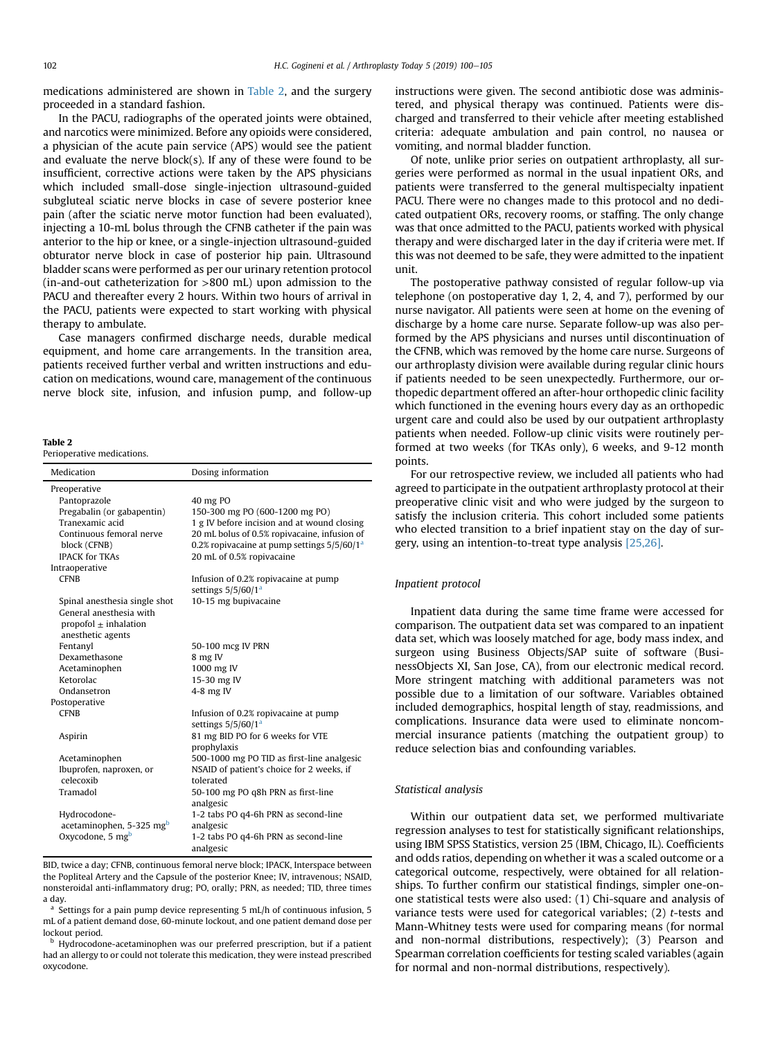medications administered are shown in Table 2, and the surgery proceeded in a standard fashion.

In the PACU, radiographs of the operated joints were obtained, and narcotics were minimized. Before any opioids were considered, a physician of the acute pain service (APS) would see the patient and evaluate the nerve block(s). If any of these were found to be insufficient, corrective actions were taken by the APS physicians which included small-dose single-injection ultrasound-guided subgluteal sciatic nerve blocks in case of severe posterior knee pain (after the sciatic nerve motor function had been evaluated), injecting a 10-mL bolus through the CFNB catheter if the pain was anterior to the hip or knee, or a single-injection ultrasound-guided obturator nerve block in case of posterior hip pain. Ultrasound bladder scans were performed as per our urinary retention protocol (in-and-out catheterization for >800 mL) upon admission to the PACU and thereafter every 2 hours. Within two hours of arrival in the PACU, patients were expected to start working with physical therapy to ambulate.

Case managers confirmed discharge needs, durable medical equipment, and home care arrangements. In the transition area, patients received further verbal and written instructions and education on medications, wound care, management of the continuous nerve block site, infusion, and infusion pump, and follow-up instructions were given. The second antibiotic dose was administered, and physical therapy was continued. Patients were discharged and transferred to their vehicle after meeting established criteria: adequate ambulation and pain control, no nausea or vomiting, and normal bladder function.

Of note, unlike prior series on outpatient arthroplasty, all surgeries were performed as normal in the usual inpatient ORs, and patients were transferred to the general multispecialty inpatient PACU. There were no changes made to this protocol and no dedicated outpatient ORs, recovery rooms, or staffing. The only change was that once admitted to the PACU, patients worked with physical therapy and were discharged later in the day if criteria were met. If this was not deemed to be safe, they were admitted to the inpatient unit.

The postoperative pathway consisted of regular follow-up via telephone (on postoperative day 1, 2, 4, and 7), performed by our nurse navigator. All patients were seen at home on the evening of discharge by a home care nurse. Separate follow-up was also performed by the APS physicians and nurses until discontinuation of the CFNB, which was removed by the home care nurse. Surgeons of our arthroplasty division were available during regular clinic hours if patients needed to be seen unexpectedly. Furthermore, our orthopedic department offered an after-hour orthopedic clinic facility which functioned in the evening hours every day as an orthopedic urgent care and could also be used by our outpatient arthroplasty patients when needed. Follow-up clinic visits were routinely performed at two weeks (for TKAs only), 6 weeks, and 9-12 month points.

For our retrospective review, we included all patients who had agreed to participate in the outpatient arthroplasty protocol at their preoperative clinic visit and who were judged by the surgeon to satisfy the inclusion criteria. This cohort included some patients who elected transition to a brief inpatient stay on the day of surgery, using an intention-to-treat type analysis [25,26].

**Table 2**
Perioperative medications.

| Medication | Dosing information |
|---|---|
| Preoperative | |
| Pantoprazole | 40 mg PO |
| Pregabalin (or gabapentin) | 150-300 mg PO (600-1200 mg PO) |
| Tranexamic acid | 1 g IV before incision and at wound closing |
| Continuous femoral nerve block (CFNB) | 20 mL bolus of 0.5% ropivacaine, infusion of 0.2% ropivacaine at pump settings 5/5/60/1[a] |
| IPACK for TKAs | 20 mL of 0.5% ropivacaine |
| Intraoperative | |
| CFNB | Infusion of 0.2% ropivacaine at pump settings 5/5/60/1[a] |
| Spinal anesthesia single shot | 10-15 mg bupivacaine |
| General anesthesia with propofol ± inhalation anesthetic agents | |
| Fentanyl | 50-100 mcg IV PRN |
| Dexamethasone | 8 mg IV |
| Acetaminophen | 1000 mg IV |
| Ketorolac | 15-30 mg IV |
| Ondansetron | 4-8 mg IV |
| Postoperative | |
| CFNB | Infusion of 0.2% ropivacaine at pump settings 5/5/60/1[a] |
| Aspirin | 81 mg BID PO for 6 weeks for VTE prophylaxis |
| Acetaminophen | 500-1000 mg PO TID as first-line analgesic |
| Ibuprofen, naproxen, or celecoxib | NSAID of patient's choice for 2 weeks, if tolerated |
| Tramadol | 50-100 mg PO q8h PRN as first-line analgesic |
| Hydrocodone-acetaminophen, 5-325 mg[b] | 1-2 tabs PO q4-6h PRN as second-line analgesic |
| Oxycodone, 5 mg[b] | 1-2 tabs PO q4-6h PRN as second-line analgesic |

BID, twice a day; CFNB, continuous femoral nerve block; IPACK, Interspace between the Popliteal Artery and the Capsule of the posterior Knee; IV, intravenous; NSAID, nonsteroidal anti-inflammatory drug; PO, orally; PRN, as needed; TID, three times a day.

[a] Settings for a pain pump device representing 5 mL/h of continuous infusion, 5 mL of a patient demand dose, 60-minute lockout, and one patient demand dose per lockout period.

[b] Hydrocodone-acetaminophen was our preferred prescription, but if a patient had an allergy to or could not tolerate this medication, they were instead prescribed oxycodone.

### *Inpatient protocol*

Inpatient data during the same time frame were accessed for comparison. The outpatient data set was compared to an inpatient data set, which was loosely matched for age, body mass index, and surgeon using Business Objects/SAP suite of software (BusinessObjects XI, San Jose, CA), from our electronic medical record. More stringent matching with additional parameters was not possible due to a limitation of our software. Variables obtained included demographics, hospital length of stay, readmissions, and complications. Insurance data were used to eliminate noncommercial insurance patients (matching the outpatient group) to reduce selection bias and confounding variables.

### *Statistical analysis*

Within our outpatient data set, we performed multivariate regression analyses to test for statistically significant relationships, using IBM SPSS Statistics, version 25 (IBM, Chicago, IL). Coefficients and odds ratios, depending on whether it was a scaled outcome or a categorical outcome, respectively, were obtained for all relationships. To further confirm our statistical findings, simpler one-on-one statistical tests were also used: (1) Chi-square and analysis of variance tests were used for categorical variables; (2) *t*-tests and Mann-Whitney tests were used for comparing means (for normal and non-normal distributions, respectively); (3) Pearson and Spearman correlation coefficients for testing scaled variables (again for normal and non-normal distributions, respectively).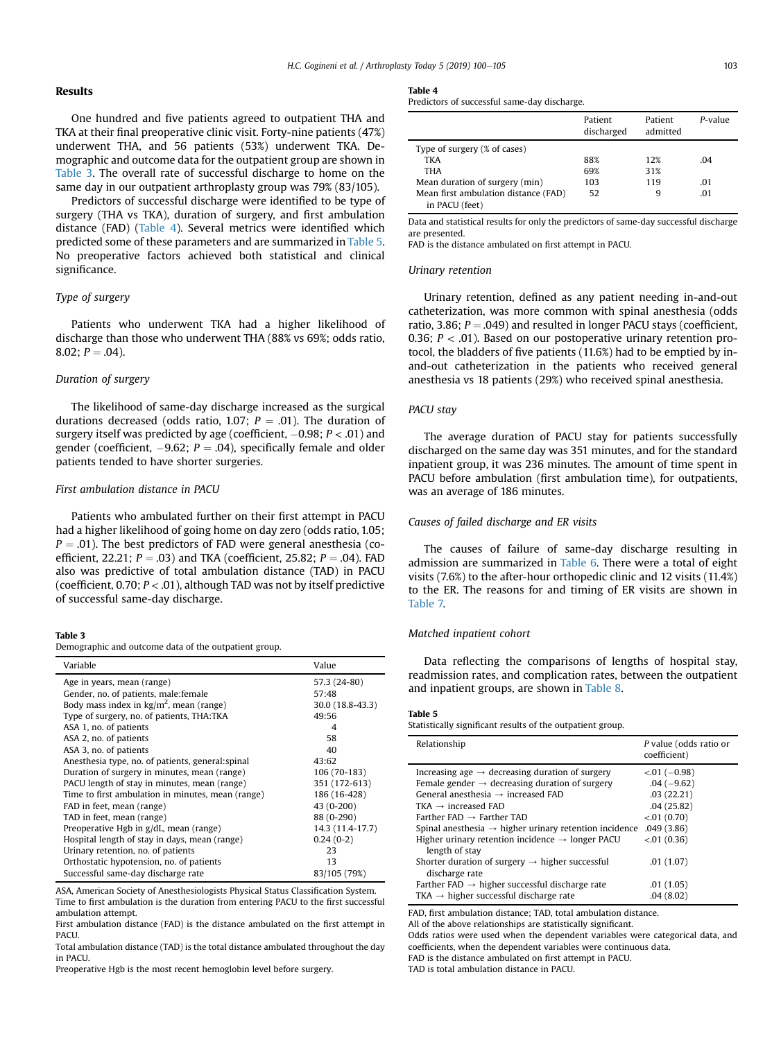## Results

One hundred and five patients agreed to outpatient THA and TKA at their final preoperative clinic visit. Forty-nine patients (47%) underwent THA, and 56 patients (53%) underwent TKA. Demographic and outcome data for the outpatient group are shown in Table 3. The overall rate of successful discharge to home on the same day in our outpatient arthroplasty group was 79% (83/105).

Predictors of successful discharge were identified to be type of surgery (THA vs TKA), duration of surgery, and first ambulation distance (FAD) (Table 4). Several metrics were identified which predicted some of these parameters and are summarized in Table 5. No preoperative factors achieved both statistical and clinical significance.

### Type of surgery

Patients who underwent TKA had a higher likelihood of discharge than those who underwent THA (88% vs 69%; odds ratio, 8.02; $P = .04$).

### Duration of surgery

The likelihood of same-day discharge increased as the surgical durations decreased (odds ratio, 1.07; $P = .01$). The duration of surgery itself was predicted by age (coefficient, −0.98; $P < .01$) and gender (coefficient, −9.62; $P = .04$), specifically female and older patients tended to have shorter surgeries.

### First ambulation distance in PACU

Patients who ambulated further on their first attempt in PACU had a higher likelihood of going home on day zero (odds ratio, 1.05; $P = .01$). The best predictors of FAD were general anesthesia (coefficient, 22.21; $P = .03$) and TKA (coefficient, 25.82; $P = .04$). FAD also was predictive of total ambulation distance (TAD) in PACU (coefficient, 0.70; $P < .01$), although TAD was not by itself predictive of successful same-day discharge.

**Table 3**
Demographic and outcome data of the outpatient group.

| Variable | Value |
|---|---|
| Age in years, mean (range) | 57.3 (24-80) |
| Gender, no. of patients, male:female | 57:48 |
| Body mass index in kg/m$^2$, mean (range) | 30.0 (18.8-43.3) |
| Type of surgery, no. of patients, THA:TKA | 49:56 |
| ASA 1, no. of patients | 4 |
| ASA 2, no. of patients | 58 |
| ASA 3, no. of patients | 40 |
| Anesthesia type, no. of patients, general:spinal | 43:62 |
| Duration of surgery in minutes, mean (range) | 106 (70-183) |
| PACU length of stay in minutes, mean (range) | 351 (172-613) |
| Time to first ambulation in minutes, mean (range) | 186 (16-428) |
| FAD in feet, mean (range) | 43 (0-200) |
| TAD in feet, mean (range) | 88 (0-290) |
| Preoperative Hgb in g/dL, mean (range) | 14.3 (11.4-17.7) |
| Hospital length of stay in days, mean (range) | 0.24 (0-2) |
| Urinary retention, no. of patients | 23 |
| Orthostatic hypotension, no. of patients | 13 |
| Successful same-day discharge rate | 83/105 (79%) |

ASA, American Society of Anesthesiologists Physical Status Classification System.
Time to first ambulation is the duration from entering PACU to the first successful ambulation attempt.
First ambulation distance (FAD) is the distance ambulated on the first attempt in PACU.
Total ambulation distance (TAD) is the total distance ambulated throughout the day in PACU.
Preoperative Hgb is the most recent hemoglobin level before surgery.

**Table 4**
Predictors of successful same-day discharge.

| | Patient discharged | Patient admitted | P-value |
|---|---|---|---|
| Type of surgery (% of cases) | | | |
| TKA | 88% | 12% | .04 |
| THA | 69% | 31% | |
| Mean duration of surgery (min) | 103 | 119 | .01 |
| Mean first ambulation distance (FAD) in PACU (feet) | 52 | 9 | .01 |

Data and statistical results for only the predictors of same-day successful discharge are presented.
FAD is the distance ambulated on first attempt in PACU.

### Urinary retention

Urinary retention, defined as any patient needing in-and-out catheterization, was more common with spinal anesthesia (odds ratio, 3.86; $P = .049$) and resulted in longer PACU stays (coefficient, 0.36; $P < .01$). Based on our postoperative urinary retention protocol, the bladders of five patients (11.6%) had to be emptied by in-and-out catheterization in the patients who received general anesthesia vs 18 patients (29%) who received spinal anesthesia.

### PACU stay

The average duration of PACU stay for patients successfully discharged on the same day was 351 minutes, and for the standard inpatient group, it was 236 minutes. The amount of time spent in PACU before ambulation (first ambulation time), for outpatients, was an average of 186 minutes.

### Causes of failed discharge and ER visits

The causes of failure of same-day discharge resulting in admission are summarized in Table 6. There were a total of eight visits (7.6%) to the after-hour orthopedic clinic and 12 visits (11.4%) to the ER. The reasons for and timing of ER visits are shown in Table 7.

### Matched inpatient cohort

Data reflecting the comparisons of lengths of hospital stay, readmission rates, and complication rates, between the outpatient and inpatient groups, are shown in Table 8.

**Table 5**
Statistically significant results of the outpatient group.

| Relationship | P value (odds ratio or coefficient) |
|---|---|
| Increasing age → decreasing duration of surgery | <.01 (−0.98) |
| Female gender → decreasing duration of surgery | .04 (−9.62) |
| General anesthesia → increased FAD | .03 (22.21) |
| TKA → increased FAD | .04 (25.82) |
| Farther FAD → Farther TAD | <.01 (0.70) |
| Spinal anesthesia → higher urinary retention incidence | .049 (3.86) |
| Higher urinary retention incidence → longer PACU length of stay | <.01 (0.36) |
| Shorter duration of surgery → higher successful discharge rate | .01 (1.07) |
| Farther FAD → higher successful discharge rate | .01 (1.05) |
| TKA → higher successful discharge rate | .04 (8.02) |

FAD, first ambulation distance; TAD, total ambulation distance.
All of the above relationships are statistically significant.
Odds ratios were used when the dependent variables were categorical data, and coefficients, when the dependent variables were continuous data.
FAD is the distance ambulated on first attempt in PACU.
TAD is total ambulation distance in PACU.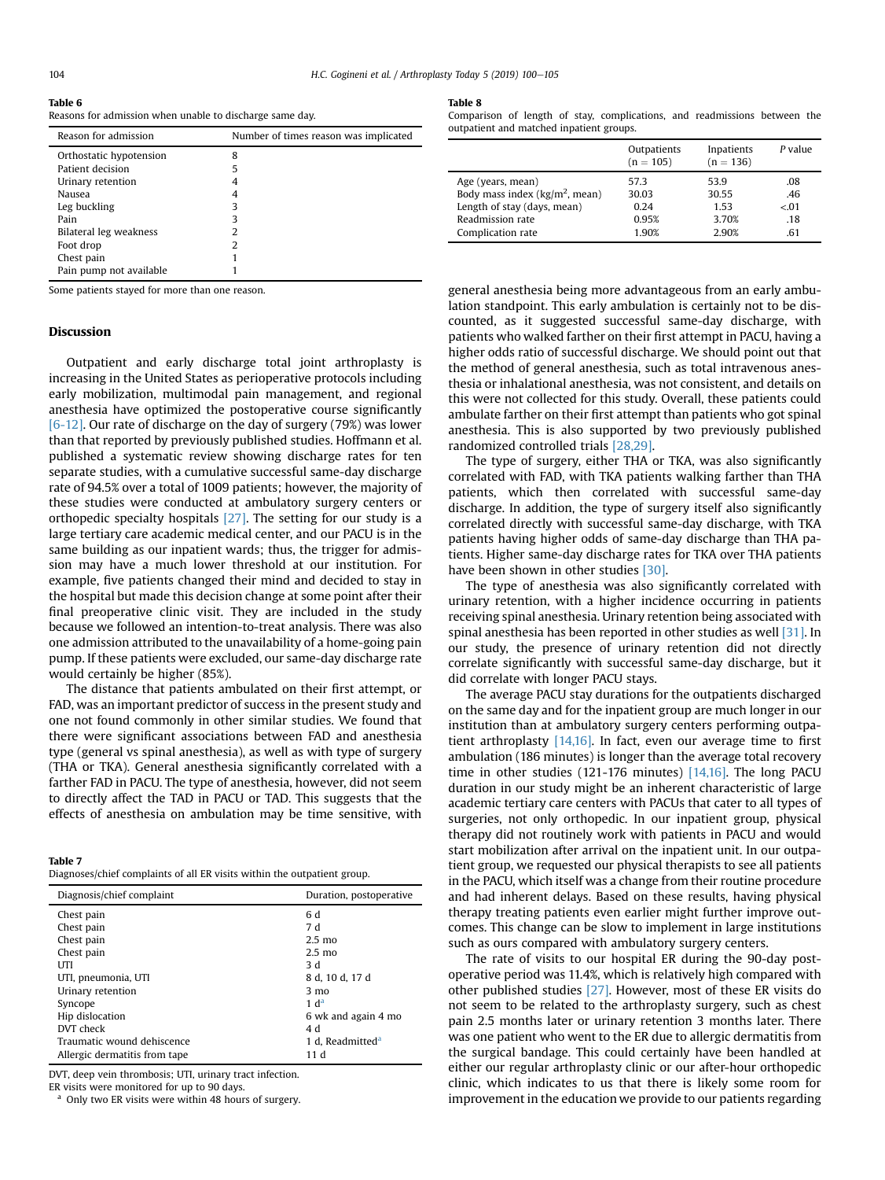**Table 6**
Reasons for admission when unable to discharge same day.

| Reason for admission | Number of times reason was implicated |
| --- | --- |
| Orthostatic hypotension | 8 |
| Patient decision | 5 |
| Urinary retention | 4 |
| Nausea | 4 |
| Leg buckling | 3 |
| Pain | 3 |
| Bilateral leg weakness | 2 |
| Foot drop | 2 |
| Chest pain | 1 |
| Pain pump not available | 1 |

Some patients stayed for more than one reason.

## Discussion

Outpatient and early discharge total joint arthroplasty is increasing in the United States as perioperative protocols including early mobilization, multimodal pain management, and regional anesthesia have optimized the postoperative course significantly [6-12]. Our rate of discharge on the day of surgery (79%) was lower than that reported by previously published studies. Hoffmann et al. published a systematic review showing discharge rates for ten separate studies, with a cumulative successful same-day discharge rate of 94.5% over a total of 1009 patients; however, the majority of these studies were conducted at ambulatory surgery centers or orthopedic specialty hospitals [27]. The setting for our study is a large tertiary care academic medical center, and our PACU is in the same building as our inpatient wards; thus, the trigger for admission may have a much lower threshold at our institution. For example, five patients changed their mind and decided to stay in the hospital but made this decision change at some point after their final preoperative clinic visit. They are included in the study because we followed an intention-to-treat analysis. There was also one admission attributed to the unavailability of a home-going pain pump. If these patients were excluded, our same-day discharge rate would certainly be higher (85%).

The distance that patients ambulated on their first attempt, or FAD, was an important predictor of success in the present study and one not found commonly in other similar studies. We found that there were significant associations between FAD and anesthesia type (general vs spinal anesthesia), as well as with type of surgery (THA or TKA). General anesthesia significantly correlated with a farther FAD in PACU. The type of anesthesia, however, did not seem to directly affect the TAD in PACU or TAD. This suggests that the effects of anesthesia on ambulation may be time sensitive, with general anesthesia being more advantageous from an early ambulation standpoint. This early ambulation is certainly not to be discounted, as it suggested successful same-day discharge, with patients who walked farther on their first attempt in PACU, having a higher odds ratio of successful discharge. We should point out that the method of general anesthesia, such as total intravenous anesthesia or inhalational anesthesia, was not consistent, and details on this were not collected for this study. Overall, these patients could ambulate farther on their first attempt than patients who got spinal anesthesia. This is also supported by two previously published randomized controlled trials [28,29].

The type of surgery, either THA or TKA, was also significantly correlated with FAD, with TKA patients walking farther than THA patients, which then correlated with successful same-day discharge. In addition, the type of surgery itself also significantly correlated directly with successful same-day discharge, with TKA patients having higher odds of same-day discharge than THA patients. Higher same-day discharge rates for TKA over THA patients have been shown in other studies [30].

The type of anesthesia was also significantly correlated with urinary retention, with a higher incidence occurring in patients receiving spinal anesthesia. Urinary retention being associated with spinal anesthesia has been reported in other studies as well [31]. In our study, the presence of urinary retention did not directly correlate significantly with successful same-day discharge, but it did correlate with longer PACU stays.

The average PACU stay durations for the outpatients discharged on the same day and for the inpatient group are much longer in our institution than at ambulatory surgery centers performing outpatient arthroplasty [14,16]. In fact, even our average time to first ambulation (186 minutes) is longer than the average total recovery time in other studies (121-176 minutes) [14,16]. The long PACU duration in our study might be an inherent characteristic of large academic tertiary care centers with PACUs that cater to all types of surgeries, not only orthopedic. In our inpatient group, physical therapy did not routinely work with patients in PACU and would start mobilization after arrival on the inpatient unit. In our outpatient group, we requested our physical therapists to see all patients in the PACU, which itself was a change from their routine procedure and had inherent delays. Based on these results, having physical therapy treating patients even earlier might further improve outcomes. This change can be slow to implement in large institutions such as ours compared with ambulatory surgery centers.

The rate of visits to our hospital ER during the 90-day postoperative period was 11.4%, which is relatively high compared with other published studies [27]. However, most of these ER visits do not seem to be related to the arthroplasty surgery, such as chest pain 2.5 months later or urinary retention 3 months later. There was one patient who went to the ER due to allergic dermatitis from the surgical bandage. This could certainly have been handled at either our regular arthroplasty clinic or our after-hour orthopedic clinic, which indicates to us that there is likely some room for improvement in the education we provide to our patients regarding

**Table 7**
Diagnoses/chief complaints of all ER visits within the outpatient group.

| Diagnosis/chief complaint | Duration, postoperative |
| --- | --- |
| Chest pain | 6 d |
| Chest pain | 7 d |
| Chest pain | 2.5 mo |
| Chest pain | 2.5 mo |
| UTI | 3 d |
| UTI, pneumonia, UTI | 8 d, 10 d, 17 d |
| Urinary retention | 3 mo |
| Syncope | 1 d[a] |
| Hip dislocation | 6 wk and again 4 mo |
| DVT check | 4 d |
| Traumatic wound dehiscence | 1 d, Readmitted[a] |
| Allergic dermatitis from tape | 11 d |

DVT, deep vein thrombosis; UTI, urinary tract infection.
ER visits were monitored for up to 90 days.
[a] Only two ER visits were within 48 hours of surgery.

**Table 8**
Comparison of length of stay, complications, and readmissions between the outpatient and matched inpatient groups.

| | Outpatients (n = 105) | Inpatients (n = 136) | P value |
| --- | --- | --- | --- |
| Age (years, mean) | 57.3 | 53.9 | .08 |
| Body mass index (kg/m$^2$, mean) | 30.03 | 30.55 | .46 |
| Length of stay (days, mean) | 0.24 | 1.53 | <.01 |
| Readmission rate | 0.95% | 3.70% | .18 |
| Complication rate | 1.90% | 2.90% | .61 |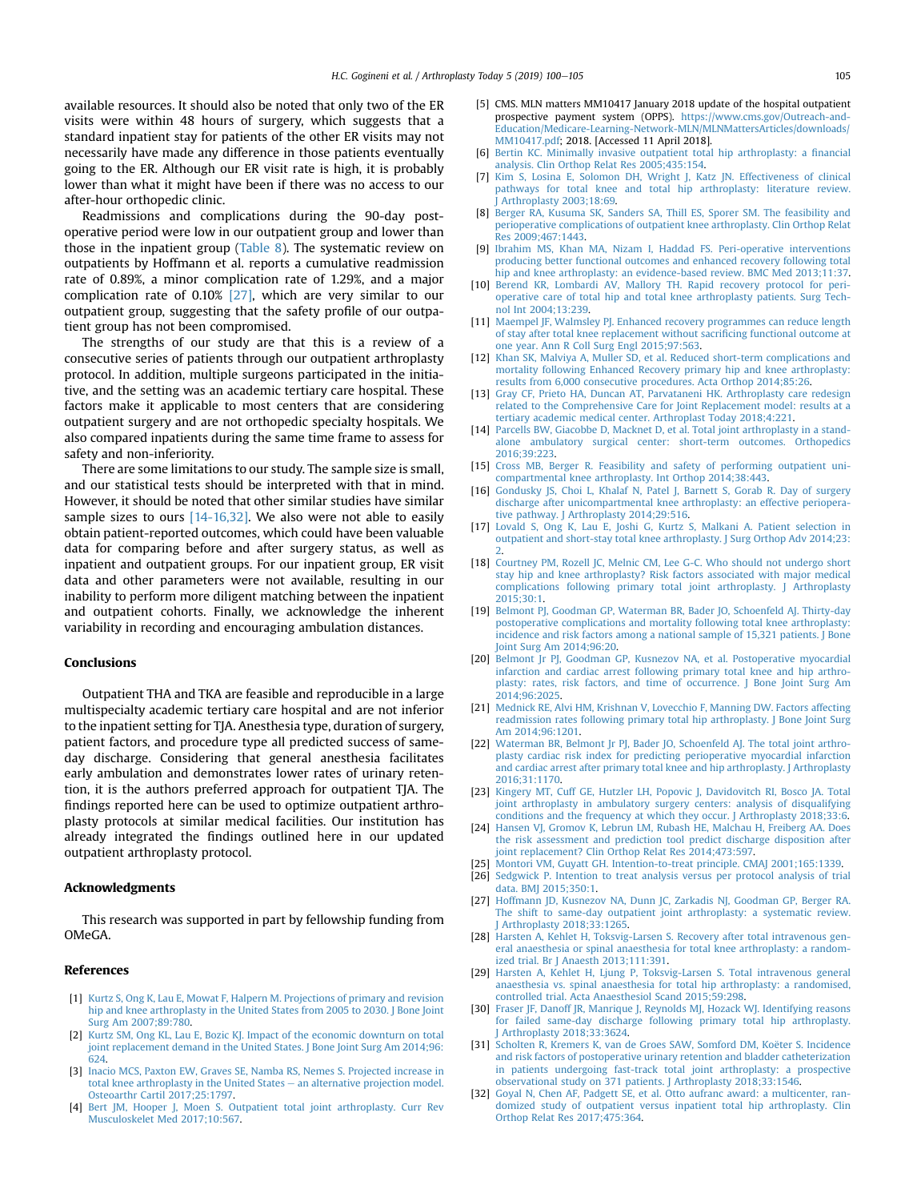available resources. It should also be noted that only two of the ER visits were within 48 hours of surgery, which suggests that a standard inpatient stay for patients of the other ER visits may not necessarily have made any difference in those patients eventually going to the ER. Although our ER visit rate is high, it is probably lower than what it might have been if there was no access to our after-hour orthopedic clinic.

Readmissions and complications during the 90-day postoperative period were low in our outpatient group and lower than those in the inpatient group (Table 8). The systematic review on outpatients by Hoffmann et al. reports a cumulative readmission rate of 0.89%, a minor complication rate of 1.29%, and a major complication rate of 0.10% [27], which are very similar to our outpatient group, suggesting that the safety profile of our outpatient group has not been compromised.

The strengths of our study are that this is a review of a consecutive series of patients through our outpatient arthroplasty protocol. In addition, multiple surgeons participated in the initiative, and the setting was an academic tertiary care hospital. These factors make it applicable to most centers that are considering outpatient surgery and are not orthopedic specialty hospitals. We also compared inpatients during the same time frame to assess for safety and non-inferiority.

There are some limitations to our study. The sample size is small, and our statistical tests should be interpreted with that in mind. However, it should be noted that other similar studies have similar sample sizes to ours [14-16,32]. We also were not able to easily obtain patient-reported outcomes, which could have been valuable data for comparing before and after surgery status, as well as inpatient and outpatient groups. For our inpatient group, ER visit data and other parameters were not available, resulting in our inability to perform more diligent matching between the inpatient and outpatient cohorts. Finally, we acknowledge the inherent variability in recording and encouraging ambulation distances.

## Conclusions

Outpatient THA and TKA are feasible and reproducible in a large multispecialty academic tertiary care hospital and are not inferior to the inpatient setting for TJA. Anesthesia type, duration of surgery, patient factors, and procedure type all predicted success of same-day discharge. Considering that general anesthesia facilitates early ambulation and demonstrates lower rates of urinary retention, it is the authors preferred approach for outpatient TJA. The findings reported here can be used to optimize outpatient arthroplasty protocols at similar medical facilities. Our institution has already integrated the findings outlined here in our updated outpatient arthroplasty protocol.

## Acknowledgments

This research was supported in part by fellowship funding from OMeGA.

## References

[1] Kurtz S, Ong K, Lau E, Mowat F, Halpern M. Projections of primary and revision hip and knee arthroplasty in the United States from 2005 to 2030. J Bone Joint Surg Am 2007;89:780.

[2] Kurtz SM, Ong KL, Lau E, Bozic KJ. Impact of the economic downturn on total joint replacement demand in the United States. J Bone Joint Surg Am 2014;96:624.

[3] Inacio MCS, Paxton EW, Graves SE, Namba RS, Nemes S. Projected increase in total knee arthroplasty in the United States – an alternative projection model. Osteoarthr Cartil 2017;25:1797.

[4] Bert JM, Hooper J, Moen S. Outpatient total joint arthroplasty. Curr Rev Musculoskelet Med 2017;10:567.

[5] CMS. MLN matters MM10417 January 2018 update of the hospital outpatient prospective payment system (OPPS). https://www.cms.gov/Outreach-and-Education/Medicare-Learning-Network-MLN/MLNMattersArticles/downloads/MM10417.pdf; 2018. [Accessed 11 April 2018].

[6] Bertin KC. Minimally invasive outpatient total hip arthroplasty: a financial analysis. Clin Orthop Relat Res 2005;435:154.

[7] Kim S, Losina E, Solomon DH, Wright J, Katz JN. Effectiveness of clinical pathways for total knee and total hip arthroplasty: literature review. J Arthroplasty 2003;18:69.

[8] Berger RA, Kusuma SK, Sanders SA, Thill ES, Sporer SM. The feasibility and perioperative complications of outpatient knee arthroplasty. Clin Orthop Relat Res 2009;467:1443.

[9] Ibrahim MS, Khan MA, Nizam I, Haddad FS. Peri-operative interventions producing better functional outcomes and enhanced recovery following total hip and knee arthroplasty: an evidence-based review. BMC Med 2013;11:37.

[10] Berend KR, Lombardi AV, Mallory TH. Rapid recovery protocol for peri-operative care of total hip and total knee arthroplasty patients. Surg Technol Int 2004;13:239.

[11] Maempel JF, Walmsley PJ. Enhanced recovery programmes can reduce length of stay after total knee replacement without sacrificing functional outcome at one year. Ann R Coll Surg Engl 2015;97:563.

[12] Khan SK, Malviya A, Muller SD, et al. Reduced short-term complications and mortality following Enhanced Recovery primary hip and knee arthroplasty: results from 6,000 consecutive procedures. Acta Orthop 2014;85:26.

[13] Gray CF, Prieto HA, Duncan AT, Parvataneni HK. Arthroplasty care redesign related to the Comprehensive Care for Joint Replacement model: results at a tertiary academic medical center. Arthroplast Today 2018;4:221.

[14] Parcells BW, Giacobbe D, Macknet D, et al. Total joint arthroplasty in a standalone ambulatory surgical center: short-term outcomes. Orthopedics 2016;39:223.

[15] Cross MB, Berger R. Feasibility and safety of performing outpatient unicompartmental knee arthroplasty. Int Orthop 2014;38:443.

[16] Gondusky JS, Choi L, Khalaf N, Patel J, Barnett S, Gorab R. Day of surgery discharge after unicompartmental knee arthroplasty: an effective perioperative pathway. J Arthroplasty 2014;29:516.

[17] Lovald S, Ong K, Lau E, Joshi G, Kurtz S, Malkani A. Patient selection in outpatient and short-stay total knee arthroplasty. J Surg Orthop Adv 2014;23:2.

[18] Courtney PM, Rozell JC, Melnic CM, Lee G-C. Who should not undergo short stay hip and knee arthroplasty? Risk factors associated with major medical complications following primary total joint arthroplasty. J Arthroplasty 2015;30:1.

[19] Belmont PJ, Goodman GP, Waterman BR, Bader JO, Schoenfeld AJ. Thirty-day postoperative complications and mortality following total knee arthroplasty: incidence and risk factors among a national sample of 15,321 patients. J Bone Joint Surg Am 2014;96:20.

[20] Belmont Jr PJ, Goodman GP, Kusnezov NA, et al. Postoperative myocardial infarction and cardiac arrest following primary total knee and hip arthroplasty: rates, risk factors, and time of occurrence. J Bone Joint Surg Am 2014;96:2025.

[21] Mednick RE, Alvi HM, Krishnan V, Lovecchio F, Manning DW. Factors affecting readmission rates following primary total hip arthroplasty. J Bone Joint Surg Am 2014;96:1201.

[22] Waterman BR, Belmont Jr PJ, Bader JO, Schoenfeld AJ. The total joint arthroplasty cardiac risk index for predicting perioperative myocardial infarction and cardiac arrest after primary total knee and hip arthroplasty. J Arthroplasty 2016;31:1170.

[23] Kingery MT, Cuff GE, Hutzler LH, Popovic J, Davidovitch RI, Bosco JA. Total joint arthroplasty in ambulatory surgery centers: analysis of disqualifying conditions and the frequency at which they occur. J Arthroplasty 2018;33:6.

[24] Hansen VJ, Gromov K, Lebrun LM, Rubash HE, Malchau H, Freiberg AA. Does the risk assessment and prediction tool predict discharge disposition after joint replacement? Clin Orthop Relat Res 2014;473:597.

[25] Montori VM, Guyatt GH. Intention-to-treat principle. CMAJ 2001;165:1339.

[26] Sedgwick P. Intention to treat analysis versus per protocol analysis of trial data. BMJ 2015;350:1.

[27] Hoffmann JD, Kusnezov NA, Dunn JC, Zarkadis NJ, Goodman GP, Berger RA. The shift to same-day outpatient joint arthroplasty: a systematic review. J Arthroplasty 2018;33:1265.

[28] Harsten A, Kehlet H, Toksvig-Larsen S. Recovery after total intravenous general anaesthesia or spinal anaesthesia for total knee arthroplasty: a randomized trial. Br J Anaesth 2013;111:391.

[29] Harsten A, Kehlet H, Ljung P, Toksvig-Larsen S. Total intravenous general anaesthesia vs. spinal anaesthesia for total hip arthroplasty: a randomised, controlled trial. Acta Anaesthesiol Scand 2015;59:298.

[30] Fraser JF, Danoff JR, Manrique J, Reynolds MJ, Hozack WJ. Identifying reasons for failed same-day discharge following primary total hip arthroplasty. J Arthroplasty 2018;33:3624.

[31] Scholten R, Kremers K, van de Groes SAW, Somford DM, Koëter S. Incidence and risk factors of postoperative urinary retention and bladder catheterization in patients undergoing fast-track total joint arthroplasty: a prospective observational study on 371 patients. J Arthroplasty 2018;33:1546.

[32] Goyal N, Chen AF, Padgett SE, et al. Otto aufranc award: a multicenter, randomized study of outpatient versus inpatient total hip arthroplasty. Clin Orthop Relat Res 2017;475:364.